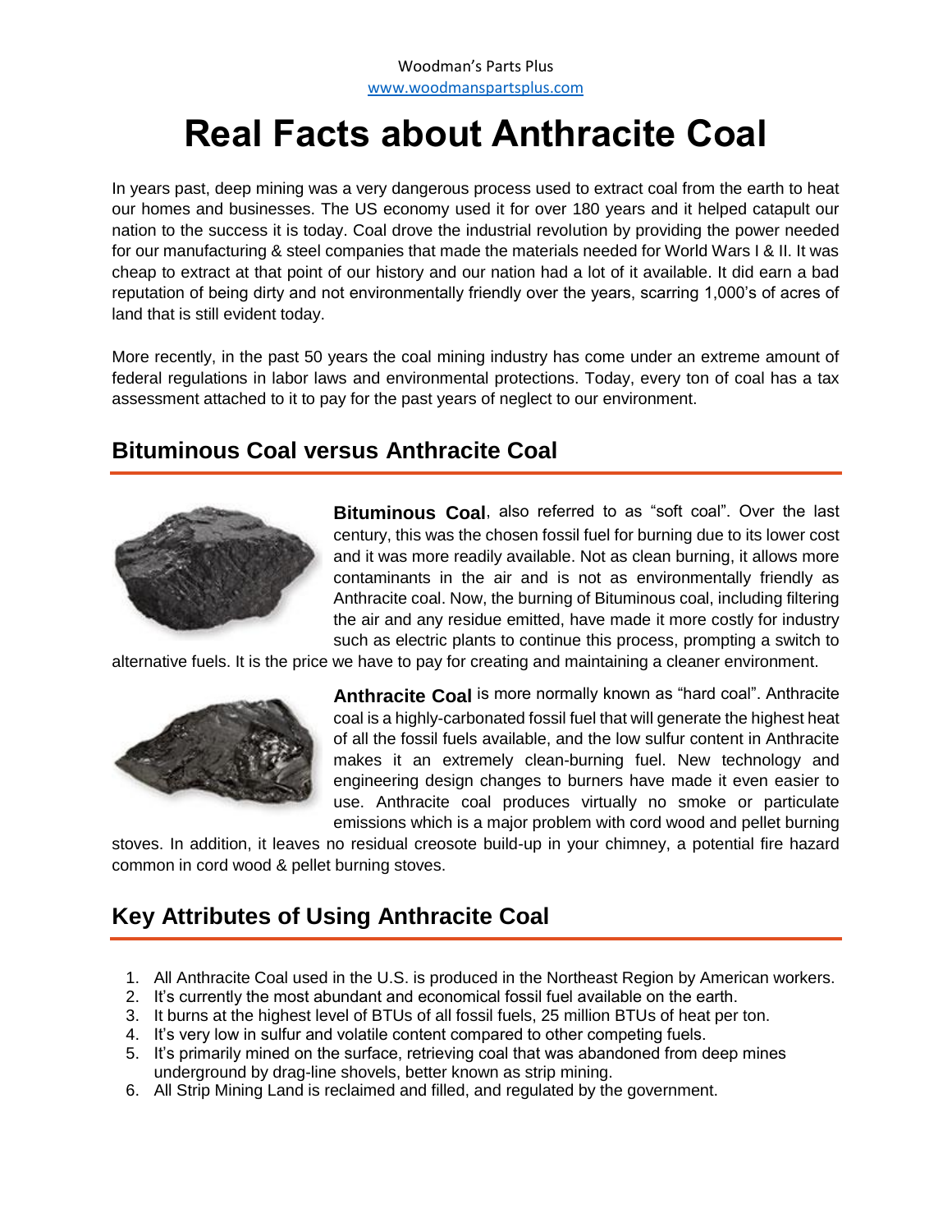Woodman's Parts Plus
www.woodmanspartsplus.com

# Real Facts about Anthracite Coal

In years past, deep mining was a very dangerous process used to extract coal from the earth to heat our homes and businesses. The US economy used it for over 180 years and it helped catapult our nation to the success it is today. Coal drove the industrial revolution by providing the power needed for our manufacturing & steel companies that made the materials needed for World Wars I & II. It was cheap to extract at that point of our history and our nation had a lot of it available. It did earn a bad reputation of being dirty and not environmentally friendly over the years, scarring 1,000's of acres of land that is still evident today.

More recently, in the past 50 years the coal mining industry has come under an extreme amount of federal regulations in labor laws and environmental protections. Today, every ton of coal has a tax assessment attached to it to pay for the past years of neglect to our environment.

## Bituminous Coal versus Anthracite Coal

**Bituminous Coal**, also referred to as "soft coal". Over the last century, this was the chosen fossil fuel for burning due to its lower cost and it was more readily available. Not as clean burning, it allows more contaminants in the air and is not as environmentally friendly as Anthracite coal. Now, the burning of Bituminous coal, including filtering the air and any residue emitted, have made it more costly for industry such as electric plants to continue this process, prompting a switch to alternative fuels. It is the price we have to pay for creating and maintaining a cleaner environment.

**Anthracite Coal** is more normally known as "hard coal". Anthracite coal is a highly-carbonated fossil fuel that will generate the highest heat of all the fossil fuels available, and the low sulfur content in Anthracite makes it an extremely clean-burning fuel. New technology and engineering design changes to burners have made it even easier to use. Anthracite coal produces virtually no smoke or particulate emissions which is a major problem with cord wood and pellet burning stoves. In addition, it leaves no residual creosote build-up in your chimney, a potential fire hazard common in cord wood & pellet burning stoves.

## Key Attributes of Using Anthracite Coal

1. All Anthracite Coal used in the U.S. is produced in the Northeast Region by American workers.
2. It's currently the most abundant and economical fossil fuel available on the earth.
3. It burns at the highest level of BTUs of all fossil fuels, 25 million BTUs of heat per ton.
4. It's very low in sulfur and volatile content compared to other competing fuels.
5. It's primarily mined on the surface, retrieving coal that was abandoned from deep mines underground by drag-line shovels, better known as strip mining.
6. All Strip Mining Land is reclaimed and filled, and regulated by the government.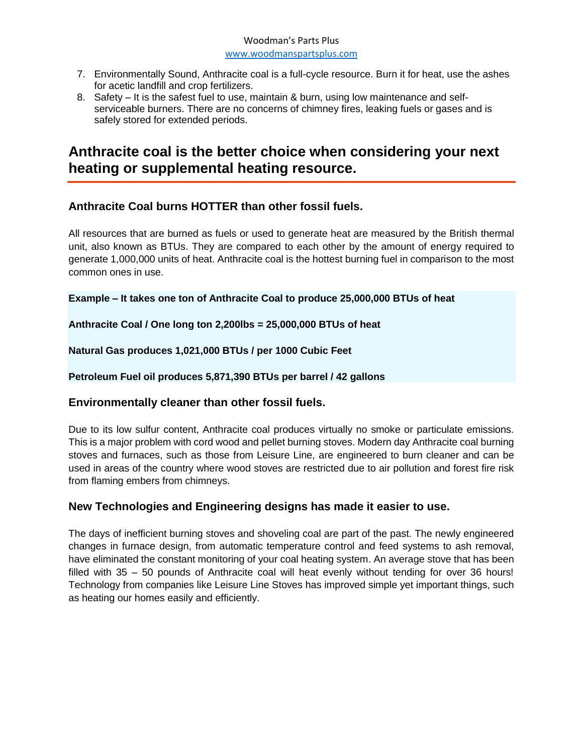7. Environmentally Sound, Anthracite coal is a full-cycle resource. Burn it for heat, use the ashes for acetic landfill and crop fertilizers.
8. Safety – It is the safest fuel to use, maintain & burn, using low maintenance and self-serviceable burners. There are no concerns of chimney fires, leaking fuels or gases and is safely stored for extended periods.

# Anthracite coal is the better choice when considering your next heating or supplemental heating resource.

## Anthracite Coal burns HOTTER than other fossil fuels.

All resources that are burned as fuels or used to generate heat are measured by the British thermal unit, also known as BTUs. They are compared to each other by the amount of energy required to generate 1,000,000 units of heat. Anthracite coal is the hottest burning fuel in comparison to the most common ones in use.

**Example – It takes one ton of Anthracite Coal to produce 25,000,000 BTUs of heat**

**Anthracite Coal / One long ton 2,200lbs = 25,000,000 BTUs of heat**

**Natural Gas produces 1,021,000 BTUs / per 1000 Cubic Feet**

**Petroleum Fuel oil produces 5,871,390 BTUs per barrel / 42 gallons**

## Environmentally cleaner than other fossil fuels.

Due to its low sulfur content, Anthracite coal produces virtually no smoke or particulate emissions. This is a major problem with cord wood and pellet burning stoves. Modern day Anthracite coal burning stoves and furnaces, such as those from Leisure Line, are engineered to burn cleaner and can be used in areas of the country where wood stoves are restricted due to air pollution and forest fire risk from flaming embers from chimneys.

## New Technologies and Engineering designs has made it easier to use.

The days of inefficient burning stoves and shoveling coal are part of the past. The newly engineered changes in furnace design, from automatic temperature control and feed systems to ash removal, have eliminated the constant monitoring of your coal heating system. An average stove that has been filled with 35 – 50 pounds of Anthracite coal will heat evenly without tending for over 36 hours! Technology from companies like Leisure Line Stoves has improved simple yet important things, such as heating our homes easily and efficiently.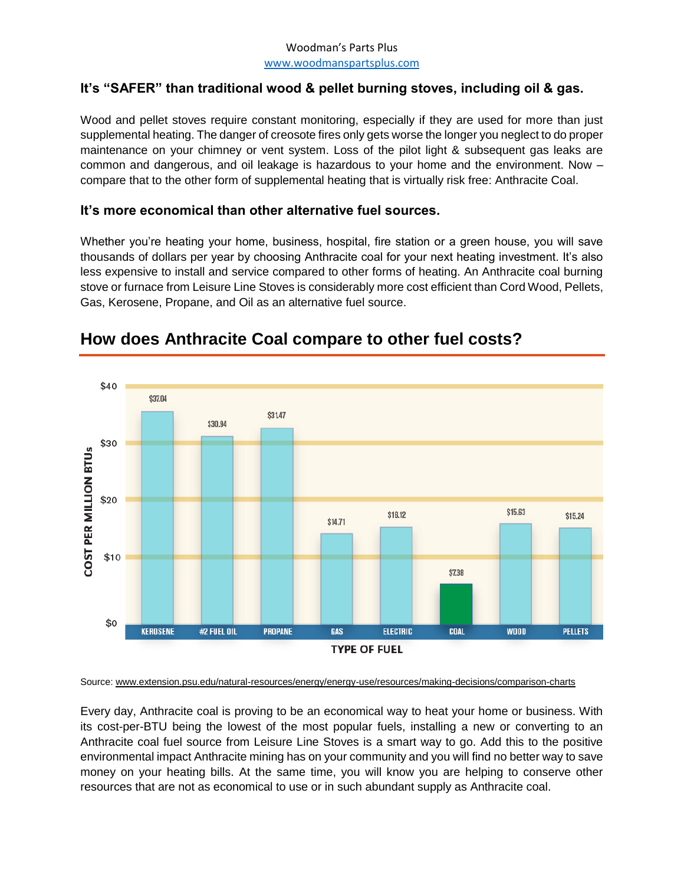### It's "SAFER" than traditional wood & pellet burning stoves, including oil & gas.

Wood and pellet stoves require constant monitoring, especially if they are used for more than just supplemental heating. The danger of creosote fires only gets worse the longer you neglect to do proper maintenance on your chimney or vent system. Loss of the pilot light & subsequent gas leaks are common and dangerous, and oil leakage is hazardous to your home and the environment. Now – compare that to the other form of supplemental heating that is virtually risk free: Anthracite Coal.

### It's more economical than other alternative fuel sources.

Whether you're heating your home, business, hospital, fire station or a green house, you will save thousands of dollars per year by choosing Anthracite coal for your next heating investment. It's also less expensive to install and service compared to other forms of heating. An Anthracite coal burning stove or furnace from Leisure Line Stoves is considerably more cost efficient than Cord Wood, Pellets, Gas, Kerosene, Propane, and Oil as an alternative fuel source.

## How does Anthracite Coal compare to other fuel costs?

| TYPE OF FUEL | COST PER MILLION BTUs |
|---|---|
| KEROSENE | $37.04 |
| #2 FUEL OIL | $30.94 |
| PROPANE | $31.47 |
| GAS | $14.71 |
| ELECTRIC | $16.12 |
| COAL | $7.38 |
| WOOD | $15.63 |
| PELLETS | $15.24 |

Source: www.extension.psu.edu/natural-resources/energy/energy-use/resources/making-decisions/comparison-charts

Every day, Anthracite coal is proving to be an economical way to heat your home or business. With its cost-per-BTU being the lowest of the most popular fuels, installing a new or converting to an Anthracite coal fuel source from Leisure Line Stoves is a smart way to go. Add this to the positive environmental impact Anthracite mining has on your community and you will find no better way to save money on your heating bills. At the same time, you will know you are helping to conserve other resources that are not as economical to use or in such abundant supply as Anthracite coal.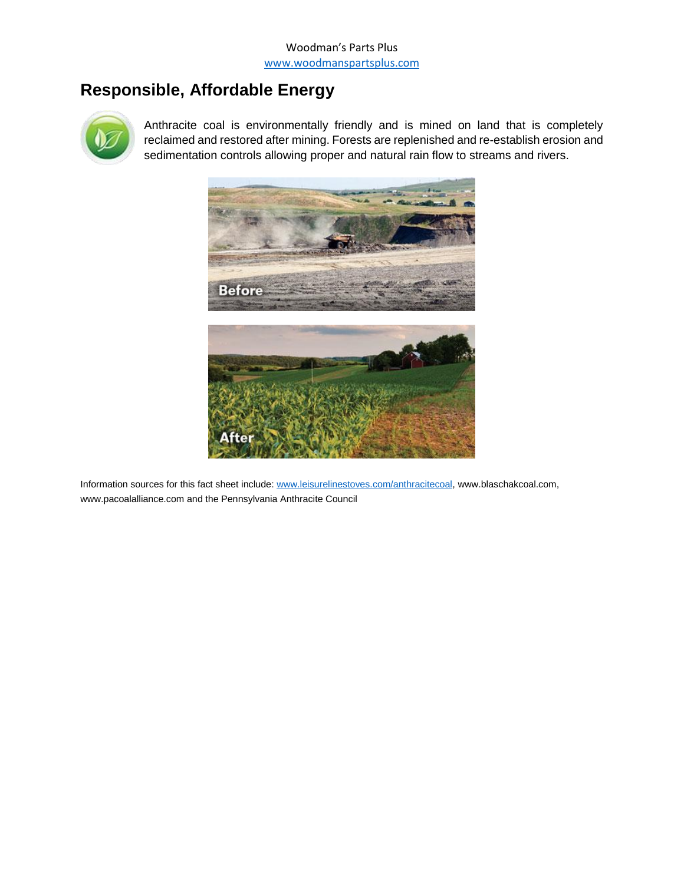## Responsible, Affordable Energy

Anthracite coal is environmentally friendly and is mined on land that is completely reclaimed and restored after mining. Forests are replenished and re-establish erosion and sedimentation controls allowing proper and natural rain flow to streams and rivers.

Before

After

Information sources for this fact sheet include: www.leisurelinestoves.com/anthracitecoal, www.blaschakcoal.com, www.pacoalalliance.com and the Pennsylvania Anthracite Council